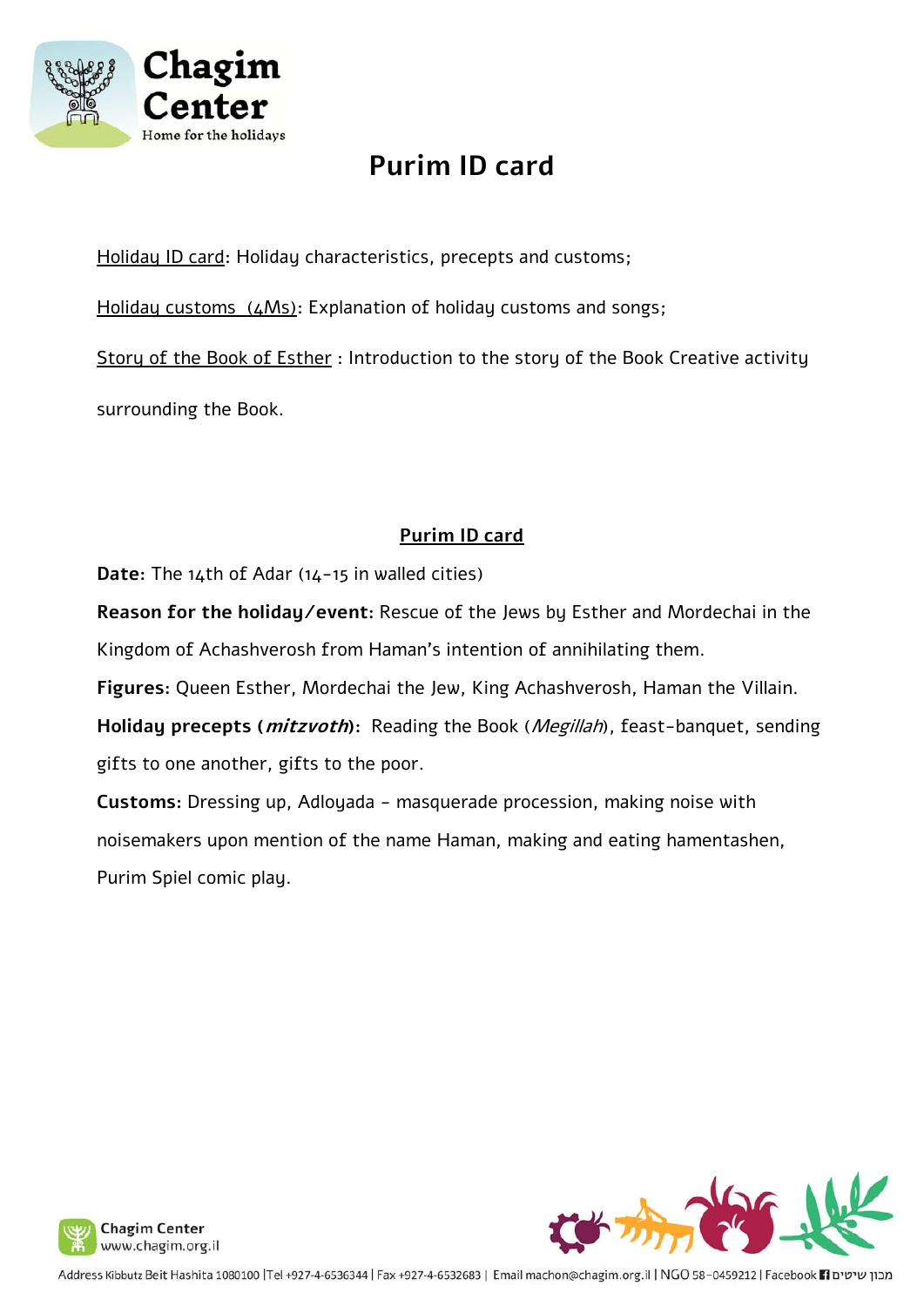# Purim ID card

Holiday ID card: Holiday characteristics, precepts and customs;

Holiday customs (4Ms): Explanation of holiday customs and songs;

Story of the Book of Esther : Introduction to the story of the Book Creative activity surrounding the Book.

## Purim ID card

**Date:** The 14th of Adar (14-15 in walled cities)

**Reason for the holiday/event:** Rescue of the Jews by Esther and Mordechai in the Kingdom of Achashverosh from Haman's intention of annihilating them.

**Figures:** Queen Esther, Mordechai the Jew, King Achashverosh, Haman the Villain.

**Holiday precepts (*mitzvoth*):** Reading the Book (*Megillah*), feast-banquet, sending gifts to one another, gifts to the poor.

**Customs:** Dressing up, Adloyada - masquerade procession, making noise with noisemakers upon mention of the name Haman, making and eating hamentashen, Purim Spiel comic play.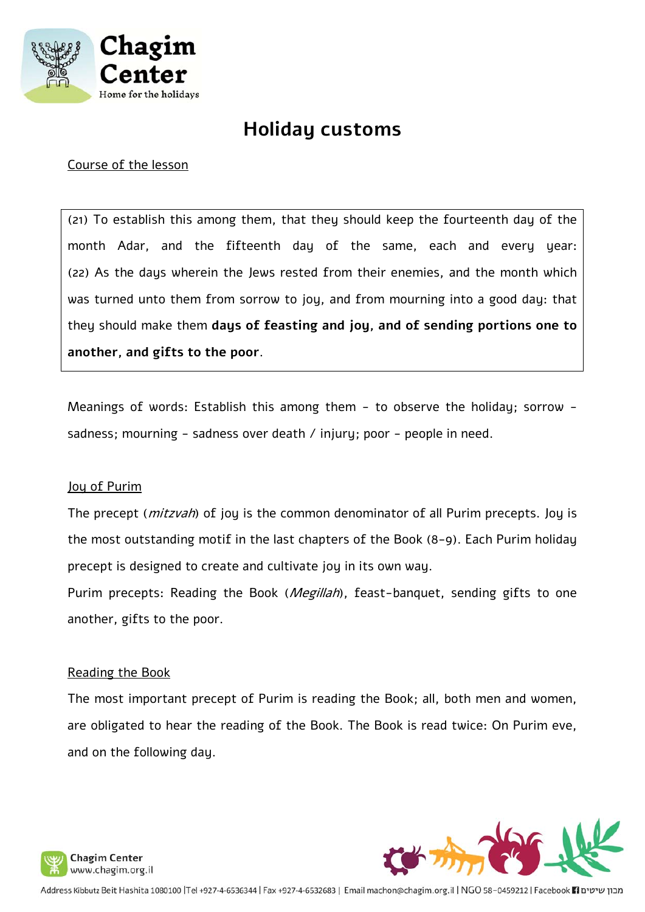# Holiday customs

Course of the lesson

> (21) To establish this among them, that they should keep the fourteenth day of the month Adar, and the fifteenth day of the same, each and every year: (22) As the days wherein the Jews rested from their enemies, and the month which was turned unto them from sorrow to joy, and from mourning into a good day: that they should make them **days of feasting and joy, and of sending portions one to another, and gifts to the poor**.

Meanings of words: Establish this among them - to observe the holiday; sorrow - sadness; mourning - sadness over death / injury; poor - people in need.

Joy of Purim

The precept (*mitzvah*) of joy is the common denominator of all Purim precepts. Joy is the most outstanding motif in the last chapters of the Book (8-9). Each Purim holiday precept is designed to create and cultivate joy in its own way.

Purim precepts: Reading the Book (*Megillah*), feast-banquet, sending gifts to one another, gifts to the poor.

Reading the Book

The most important precept of Purim is reading the Book; all, both men and women, are obligated to hear the reading of the Book. The Book is read twice: On Purim eve, and on the following day.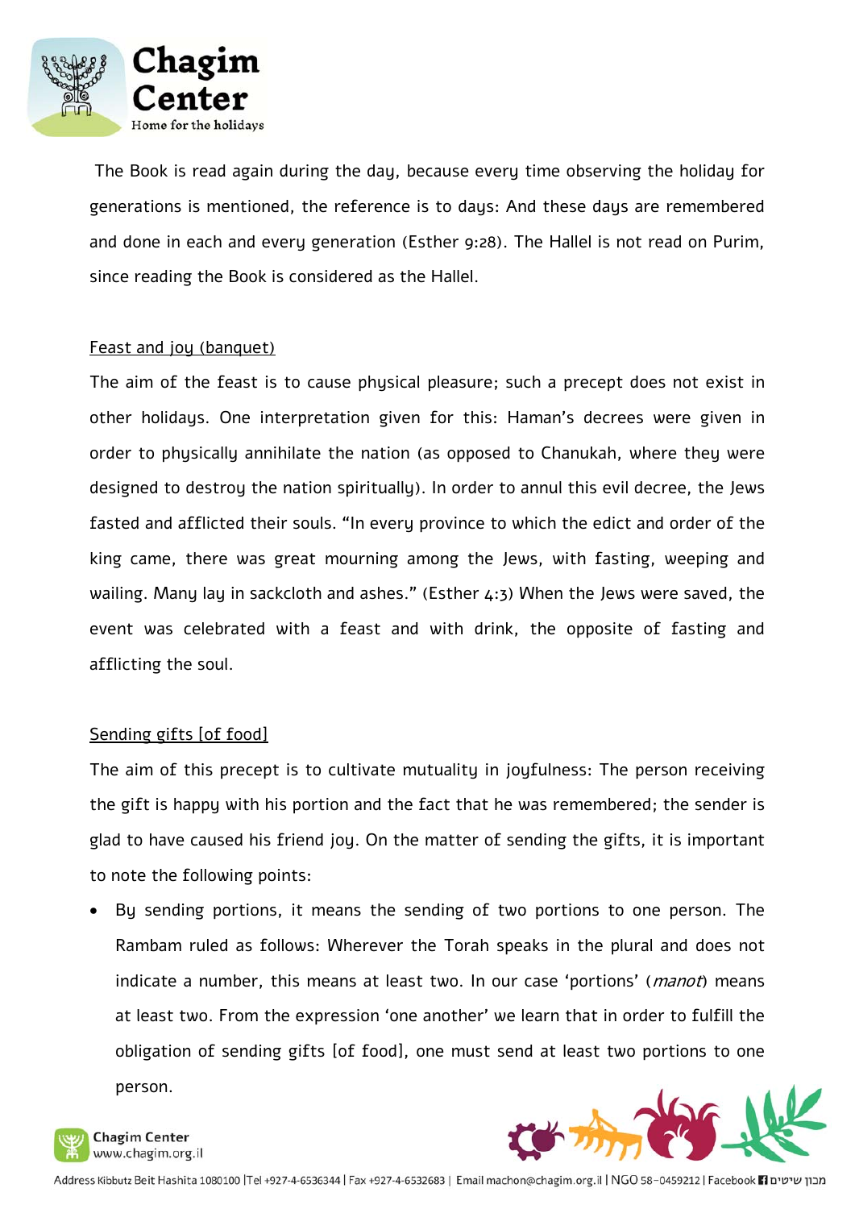The Book is read again during the day, because every time observing the holiday for generations is mentioned, the reference is to days: And these days are remembered and done in each and every generation (Esther 9:28). The Hallel is not read on Purim, since reading the Book is considered as the Hallel.

<u>Feast and joy (banquet)</u>

The aim of the feast is to cause physical pleasure; such a precept does not exist in other holidays. One interpretation given for this: Haman's decrees were given in order to physically annihilate the nation (as opposed to Chanukah, where they were designed to destroy the nation spiritually). In order to annul this evil decree, the Jews fasted and afflicted their souls. "In every province to which the edict and order of the king came, there was great mourning among the Jews, with fasting, weeping and wailing. Many lay in sackcloth and ashes." (Esther 4:3) When the Jews were saved, the event was celebrated with a feast and with drink, the opposite of fasting and afflicting the soul.

<u>Sending gifts [of food]</u>

The aim of this precept is to cultivate mutuality in joyfulness: The person receiving the gift is happy with his portion and the fact that he was remembered; the sender is glad to have caused his friend joy. On the matter of sending the gifts, it is important to note the following points:

- By sending portions, it means the sending of two portions to one person. The Rambam ruled as follows: Wherever the Torah speaks in the plural and does not indicate a number, this means at least two. In our case 'portions' (*manot*) means at least two. From the expression 'one another' we learn that in order to fulfill the obligation of sending gifts [of food], one must send at least two portions to one person.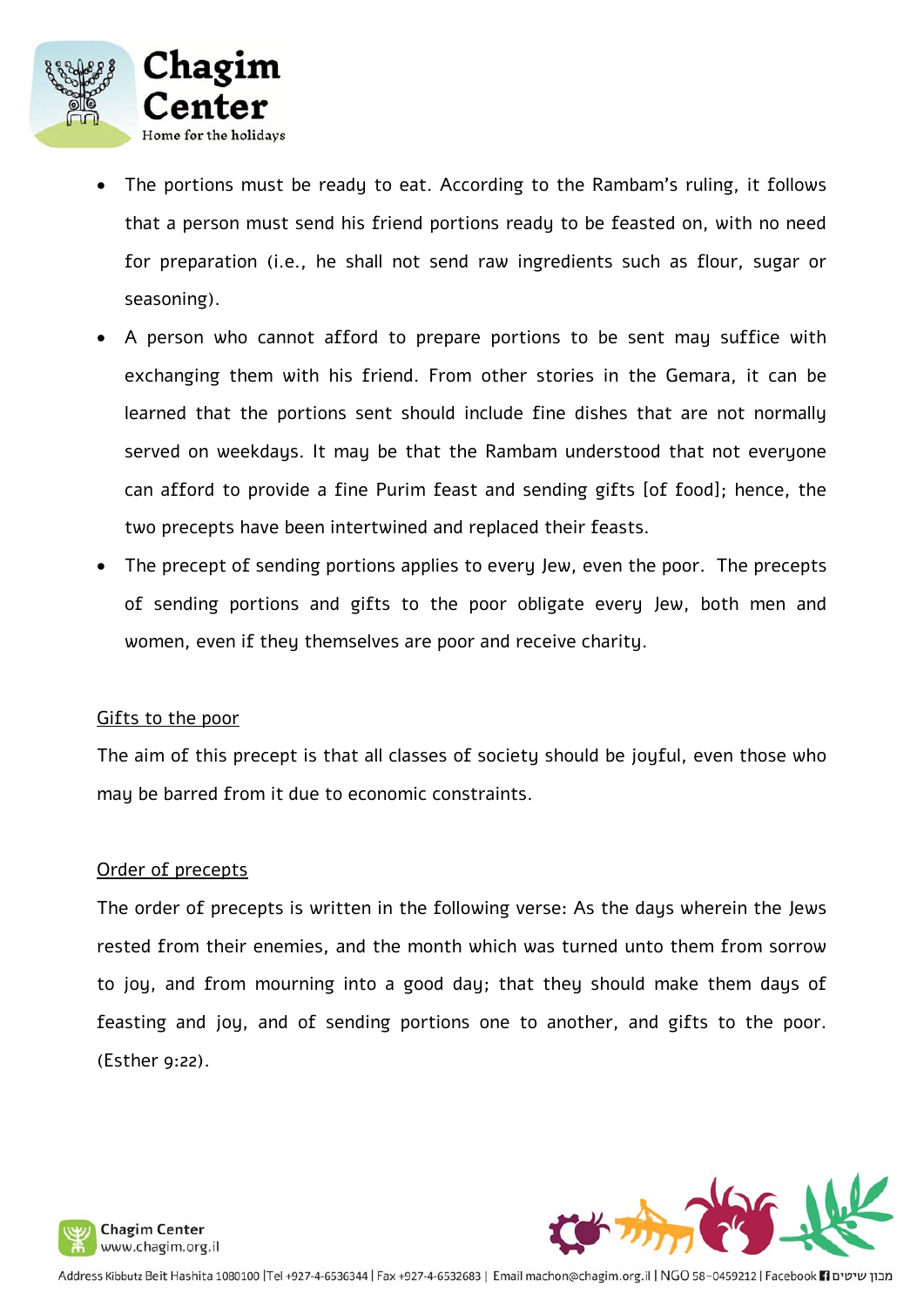- The portions must be ready to eat. According to the Rambam's ruling, it follows that a person must send his friend portions ready to be feasted on, with no need for preparation (i.e., he shall not send raw ingredients such as flour, sugar or seasoning).
- A person who cannot afford to prepare portions to be sent may suffice with exchanging them with his friend. From other stories in the Gemara, it can be learned that the portions sent should include fine dishes that are not normally served on weekdays. It may be that the Rambam understood that not everyone can afford to provide a fine Purim feast and sending gifts [of food]; hence, the two precepts have been intertwined and replaced their feasts.
- The precept of sending portions applies to every Jew, even the poor. The precepts of sending portions and gifts to the poor obligate every Jew, both men and women, even if they themselves are poor and receive charity.

<u>Gifts to the poor</u>

The aim of this precept is that all classes of society should be joyful, even those who may be barred from it due to economic constraints.

<u>Order of precepts</u>

The order of precepts is written in the following verse: As the days wherein the Jews rested from their enemies, and the month which was turned unto them from sorrow to joy, and from mourning into a good day; that they should make them days of feasting and joy, and of sending portions one to another, and gifts to the poor. (Esther 9:22).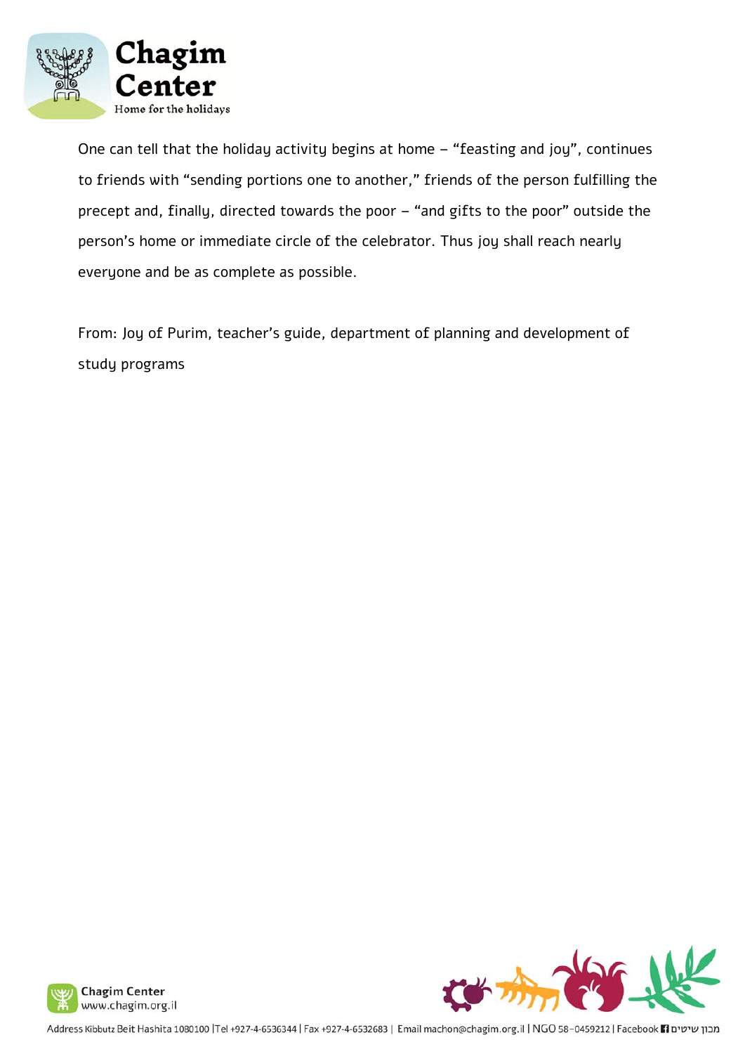One can tell that the holiday activity begins at home – "feasting and joy", continues to friends with "sending portions one to another," friends of the person fulfilling the precept and, finally, directed towards the poor – "and gifts to the poor" outside the person's home or immediate circle of the celebrator. Thus joy shall reach nearly everyone and be as complete as possible.

From: Joy of Purim, teacher's guide, department of planning and development of study programs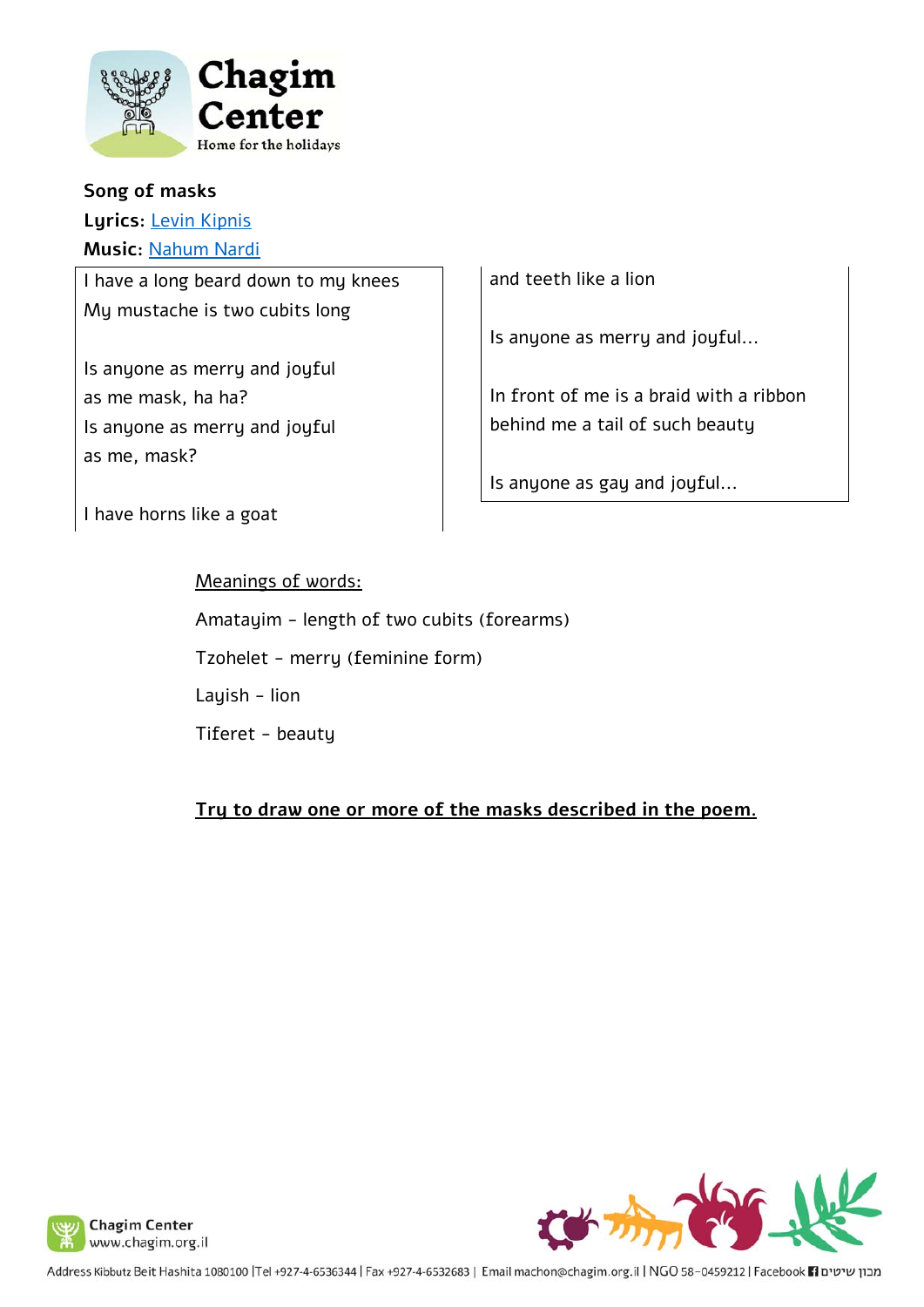**Song of masks**

**Lyrics:** Levin Kipnis

**Music:** Nahum Nardi

I have a long beard down to my knees
My mustache is two cubits long

Is anyone as merry and joyful
as me mask, ha ha?
Is anyone as merry and joyful
as me, mask?

I have horns like a goat
and teeth like a lion

Is anyone as merry and joyful…

In front of me is a braid with a ribbon
behind me a tail of such beauty

Is anyone as gay and joyful…

<u>Meanings of words:</u>

Amatayim – length of two cubits (forearms)

Tzohelet – merry (feminine form)

Layish – lion

Tiferet – beauty

**<u>Try to draw one or more of the masks described in the poem.</u>**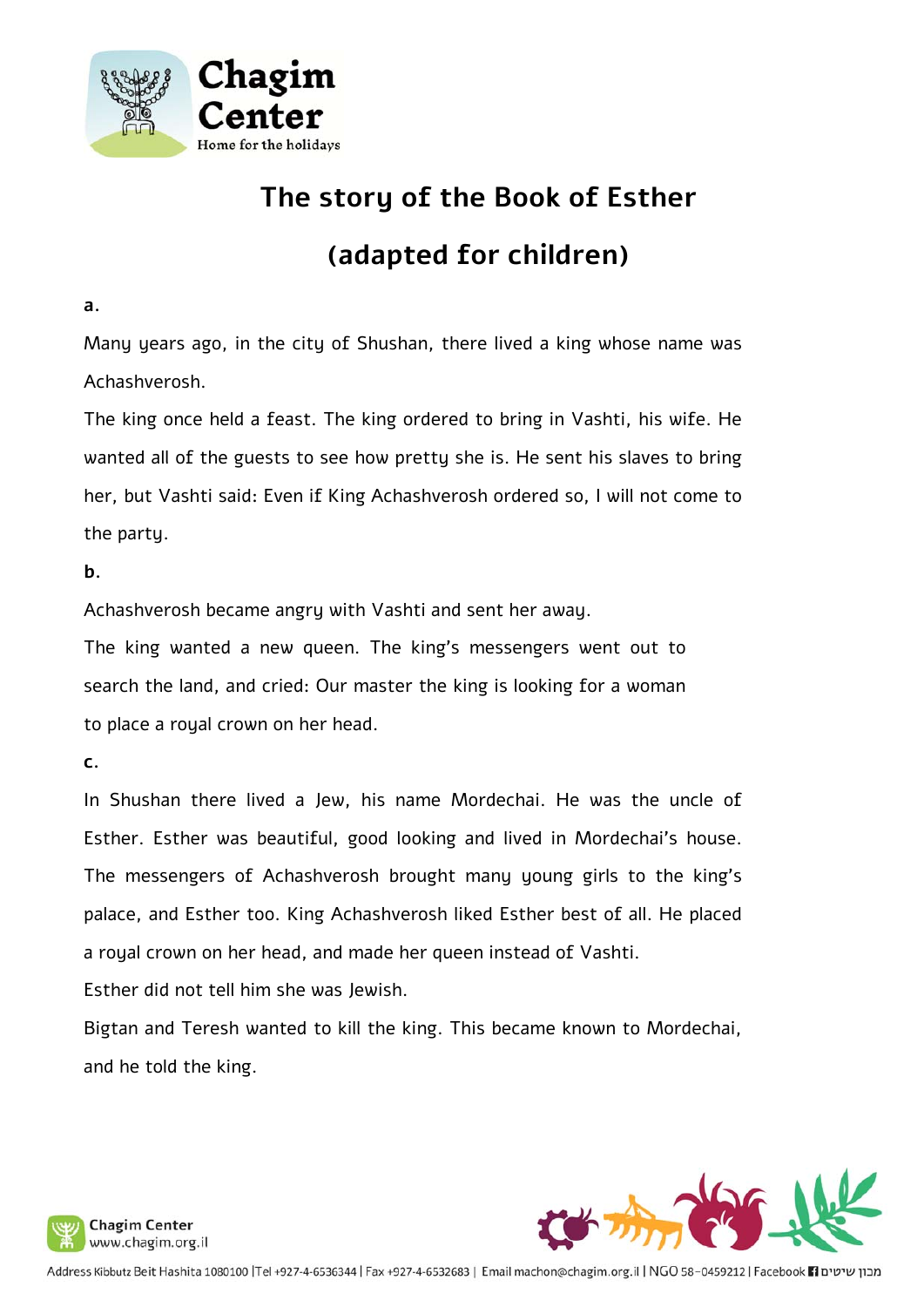# The story of the Book of Esther

## (adapted for children)

**a.**

Many years ago, in the city of Shushan, there lived a king whose name was Achashverosh.

The king once held a feast. The king ordered to bring in Vashti, his wife. He wanted all of the guests to see how pretty she is. He sent his slaves to bring her, but Vashti said: Even if King Achashverosh ordered so, I will not come to the party.

**b.**

Achashverosh became angry with Vashti and sent her away.

The king wanted a new queen. The king's messengers went out to search the land, and cried: Our master the king is looking for a woman to place a royal crown on her head.

**c.**

In Shushan there lived a Jew, his name Mordechai. He was the uncle of Esther. Esther was beautiful, good looking and lived in Mordechai's house. The messengers of Achashverosh brought many young girls to the king's palace, and Esther too. King Achashverosh liked Esther best of all. He placed a royal crown on her head, and made her queen instead of Vashti.

Esther did not tell him she was Jewish.

Bigtan and Teresh wanted to kill the king. This became known to Mordechai, and he told the king.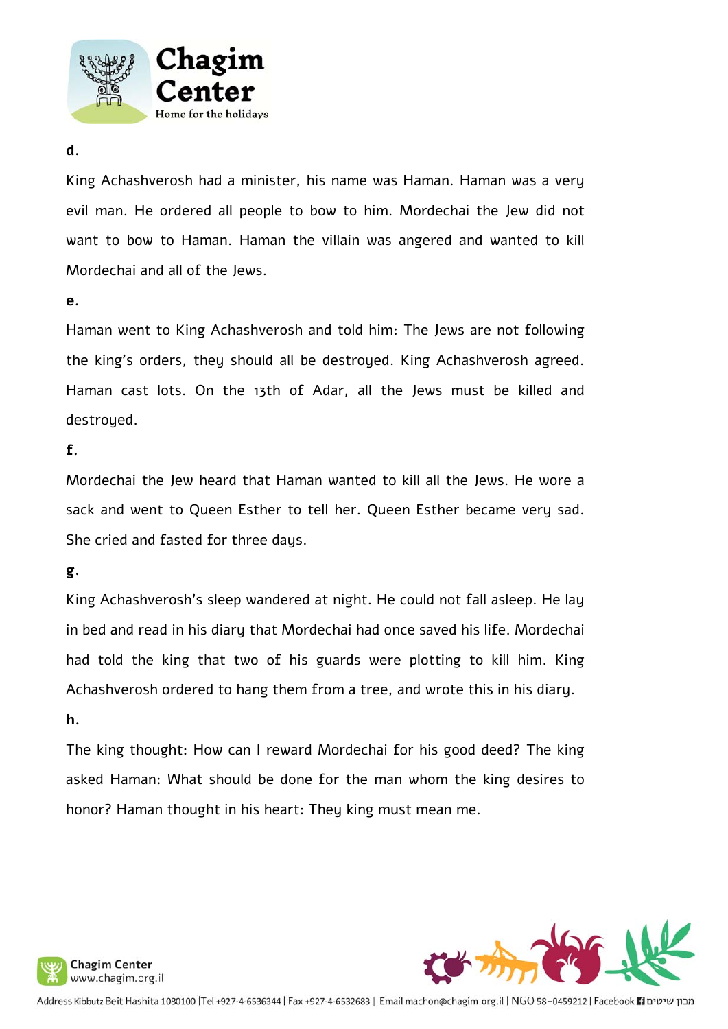**d.**

King Achashverosh had a minister, his name was Haman. Haman was a very evil man. He ordered all people to bow to him. Mordechai the Jew did not want to bow to Haman. Haman the villain was angered and wanted to kill Mordechai and all of the Jews.

**e.**

Haman went to King Achashverosh and told him: The Jews are not following the king's orders, they should all be destroyed. King Achashverosh agreed. Haman cast lots. On the 13th of Adar, all the Jews must be killed and destroyed.

**f.**

Mordechai the Jew heard that Haman wanted to kill all the Jews. He wore a sack and went to Queen Esther to tell her. Queen Esther became very sad. She cried and fasted for three days.

**g.**

King Achashverosh's sleep wandered at night. He could not fall asleep. He lay in bed and read in his diary that Mordechai had once saved his life. Mordechai had told the king that two of his guards were plotting to kill him. King Achashverosh ordered to hang them from a tree, and wrote this in his diary.

**h.**

The king thought: How can I reward Mordechai for his good deed? The king asked Haman: What should be done for the man whom the king desires to honor? Haman thought in his heart: They king must mean me.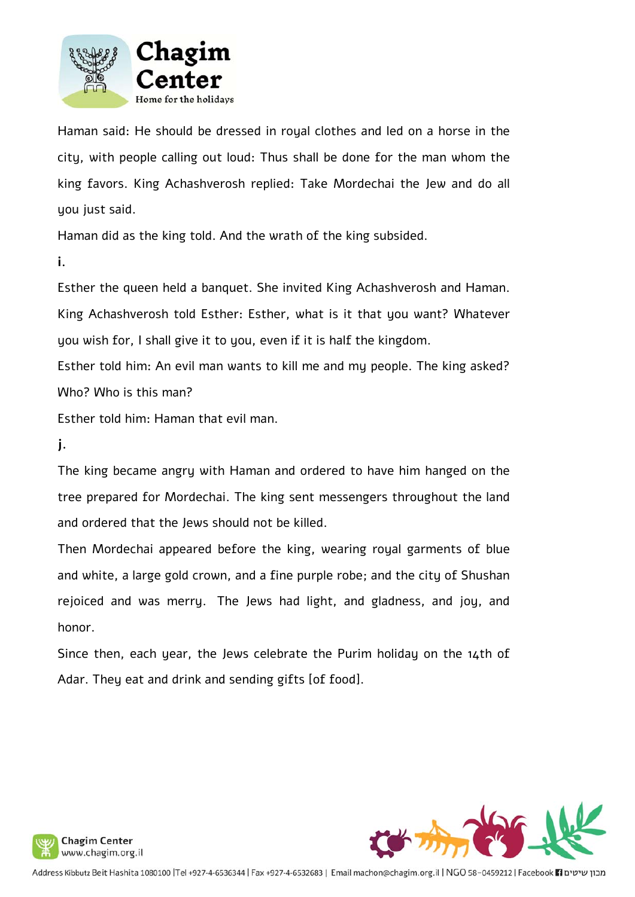Haman said: He should be dressed in royal clothes and led on a horse in the city, with people calling out loud: Thus shall be done for the man whom the king favors. King Achashverosh replied: Take Mordechai the Jew and do all you just said.

Haman did as the king told. And the wrath of the king subsided.

**i.**

Esther the queen held a banquet. She invited King Achashverosh and Haman. King Achashverosh told Esther: Esther, what is it that you want? Whatever you wish for, I shall give it to you, even if it is half the kingdom.

Esther told him: An evil man wants to kill me and my people. The king asked? Who? Who is this man?

Esther told him: Haman that evil man.

**j.**

The king became angry with Haman and ordered to have him hanged on the tree prepared for Mordechai. The king sent messengers throughout the land and ordered that the Jews should not be killed.

Then Mordechai appeared before the king, wearing royal garments of blue and white, a large gold crown, and a fine purple robe; and the city of Shushan rejoiced and was merry. The Jews had light, and gladness, and joy, and honor.

Since then, each year, the Jews celebrate the Purim holiday on the 14th of Adar. They eat and drink and sending gifts [of food].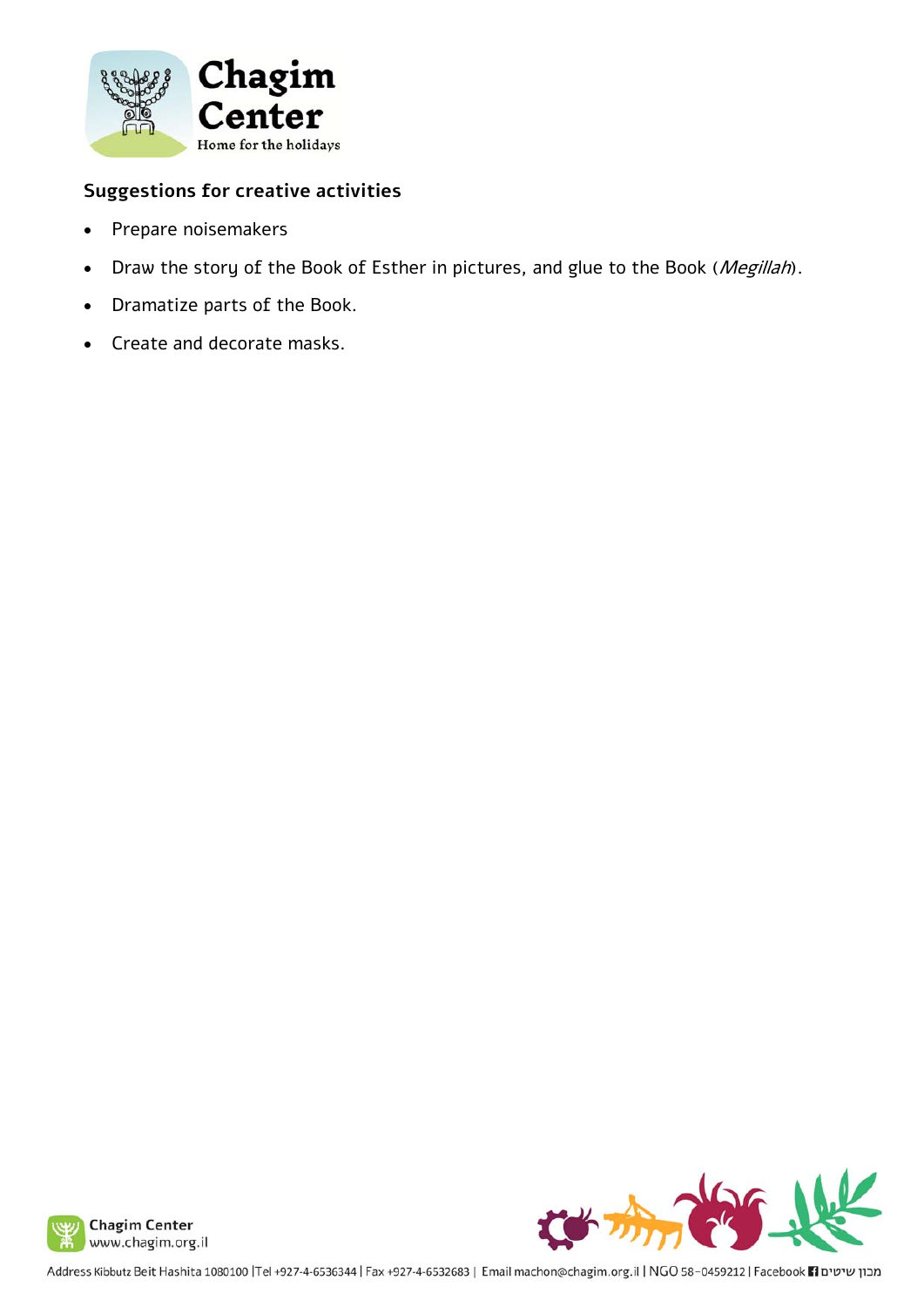## Suggestions for creative activities

- Prepare noisemakers
- Draw the story of the Book of Esther in pictures, and glue to the Book (*Megillah*).
- Dramatize parts of the Book.
- Create and decorate masks.